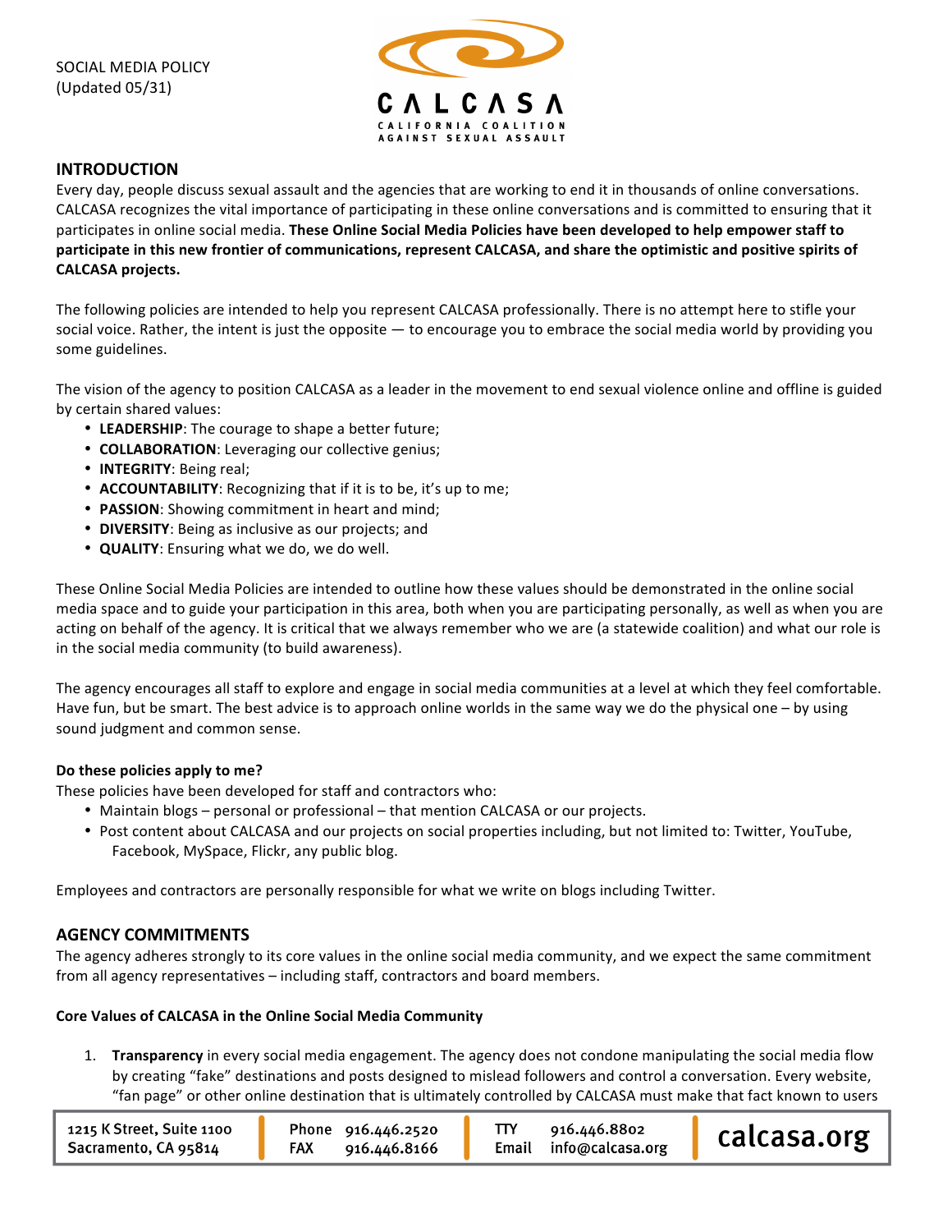SOCIAL MEDIA POLICY
(Updated 05/31)

CALCASA
CALIFORNIA COALITION AGAINST SEXUAL ASSAULT

## INTRODUCTION

Every day, people discuss sexual assault and the agencies that are working to end it in thousands of online conversations. CALCASA recognizes the vital importance of participating in these online conversations and is committed to ensuring that it participates in online social media. **These Online Social Media Policies have been developed to help empower staff to participate in this new frontier of communications, represent CALCASA, and share the optimistic and positive spirits of CALCASA projects.**

The following policies are intended to help you represent CALCASA professionally. There is no attempt here to stifle your social voice. Rather, the intent is just the opposite — to encourage you to embrace the social media world by providing you some guidelines.

The vision of the agency to position CALCASA as a leader in the movement to end sexual violence online and offline is guided by certain shared values:

- **LEADERSHIP**: The courage to shape a better future;
- **COLLABORATION**: Leveraging our collective genius;
- **INTEGRITY**: Being real;
- **ACCOUNTABILITY**: Recognizing that if it is to be, it's up to me;
- **PASSION**: Showing commitment in heart and mind;
- **DIVERSITY**: Being as inclusive as our projects; and
- **QUALITY**: Ensuring what we do, we do well.

These Online Social Media Policies are intended to outline how these values should be demonstrated in the online social media space and to guide your participation in this area, both when you are participating personally, as well as when you are acting on behalf of the agency. It is critical that we always remember who we are (a statewide coalition) and what our role is in the social media community (to build awareness).

The agency encourages all staff to explore and engage in social media communities at a level at which they feel comfortable. Have fun, but be smart. The best advice is to approach online worlds in the same way we do the physical one – by using sound judgment and common sense.

### Do these policies apply to me?

These policies have been developed for staff and contractors who:

- Maintain blogs – personal or professional – that mention CALCASA or our projects.
- Post content about CALCASA and our projects on social properties including, but not limited to: Twitter, YouTube, Facebook, MySpace, Flickr, any public blog.

Employees and contractors are personally responsible for what we write on blogs including Twitter.

## AGENCY COMMITMENTS

The agency adheres strongly to its core values in the online social media community, and we expect the same commitment from all agency representatives – including staff, contractors and board members.

### Core Values of CALCASA in the Online Social Media Community

1. **Transparency** in every social media engagement. The agency does not condone manipulating the social media flow by creating "fake" destinations and posts designed to mislead followers and control a conversation. Every website, "fan page" or other online destination that is ultimately controlled by CALCASA must make that fact known to users

1215 K Street, Suite 1100
Sacramento, CA 95814

Phone 916.446.2520
FAX 916.446.8166

TTY 916.446.8802
Email info@calcasa.org

calcasa.org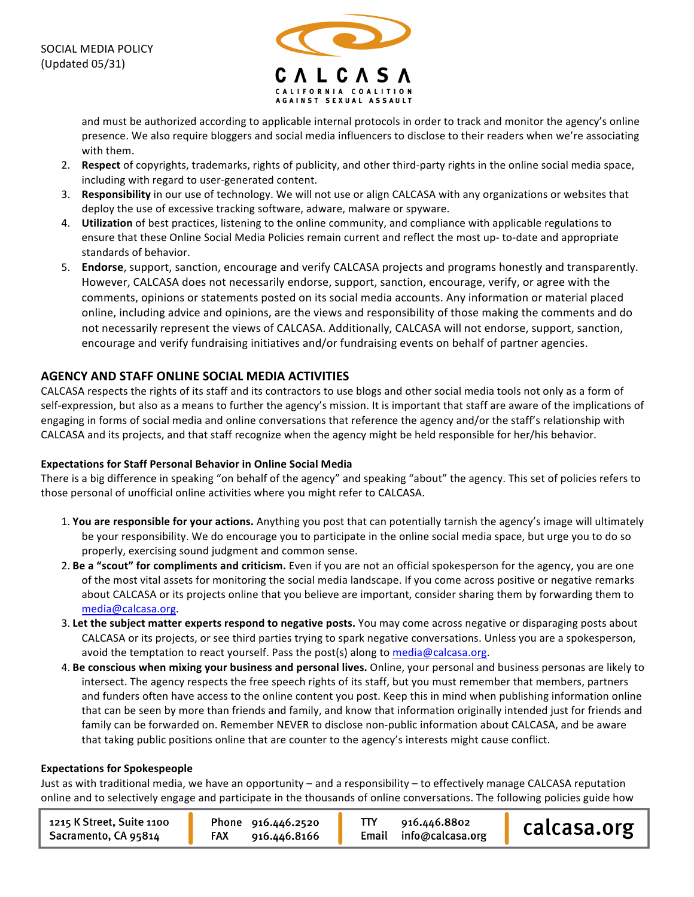and must be authorized according to applicable internal protocols in order to track and monitor the agency's online presence. We also require bloggers and social media influencers to disclose to their readers when we're associating with them.

2. **Respect** of copyrights, trademarks, rights of publicity, and other third-party rights in the online social media space, including with regard to user-generated content.
3. **Responsibility** in our use of technology. We will not use or align CALCASA with any organizations or websites that deploy the use of excessive tracking software, adware, malware or spyware.
4. **Utilization** of best practices, listening to the online community, and compliance with applicable regulations to ensure that these Online Social Media Policies remain current and reflect the most up- to-date and appropriate standards of behavior.
5. **Endorse**, support, sanction, encourage and verify CALCASA projects and programs honestly and transparently. However, CALCASA does not necessarily endorse, support, sanction, encourage, verify, or agree with the comments, opinions or statements posted on its social media accounts. Any information or material placed online, including advice and opinions, are the views and responsibility of those making the comments and do not necessarily represent the views of CALCASA. Additionally, CALCASA will not endorse, support, sanction, encourage and verify fundraising initiatives and/or fundraising events on behalf of partner agencies.

## AGENCY AND STAFF ONLINE SOCIAL MEDIA ACTIVITIES

CALCASA respects the rights of its staff and its contractors to use blogs and other social media tools not only as a form of self-expression, but also as a means to further the agency's mission. It is important that staff are aware of the implications of engaging in forms of social media and online conversations that reference the agency and/or the staff's relationship with CALCASA and its projects, and that staff recognize when the agency might be held responsible for her/his behavior.

### Expectations for Staff Personal Behavior in Online Social Media

There is a big difference in speaking "on behalf of the agency" and speaking "about" the agency. This set of policies refers to those personal of unofficial online activities where you might refer to CALCASA.

1. **You are responsible for your actions.** Anything you post that can potentially tarnish the agency's image will ultimately be your responsibility. We do encourage you to participate in the online social media space, but urge you to do so properly, exercising sound judgment and common sense.
2. **Be a "scout" for compliments and criticism.** Even if you are not an official spokesperson for the agency, you are one of the most vital assets for monitoring the social media landscape. If you come across positive or negative remarks about CALCASA or its projects online that you believe are important, consider sharing them by forwarding them to media@calcasa.org.
3. **Let the subject matter experts respond to negative posts.** You may come across negative or disparaging posts about CALCASA or its projects, or see third parties trying to spark negative conversations. Unless you are a spokesperson, avoid the temptation to react yourself. Pass the post(s) along to media@calcasa.org.
4. **Be conscious when mixing your business and personal lives.** Online, your personal and business personas are likely to intersect. The agency respects the free speech rights of its staff, but you must remember that members, partners and funders often have access to the online content you post. Keep this in mind when publishing information online that can be seen by more than friends and family, and know that information originally intended just for friends and family can be forwarded on. Remember NEVER to disclose non-public information about CALCASA, and be aware that taking public positions online that are counter to the agency's interests might cause conflict.

### Expectations for Spokespeople

Just as with traditional media, we have an opportunity – and a responsibility – to effectively manage CALCASA reputation online and to selectively engage and participate in the thousands of online conversations. The following policies guide how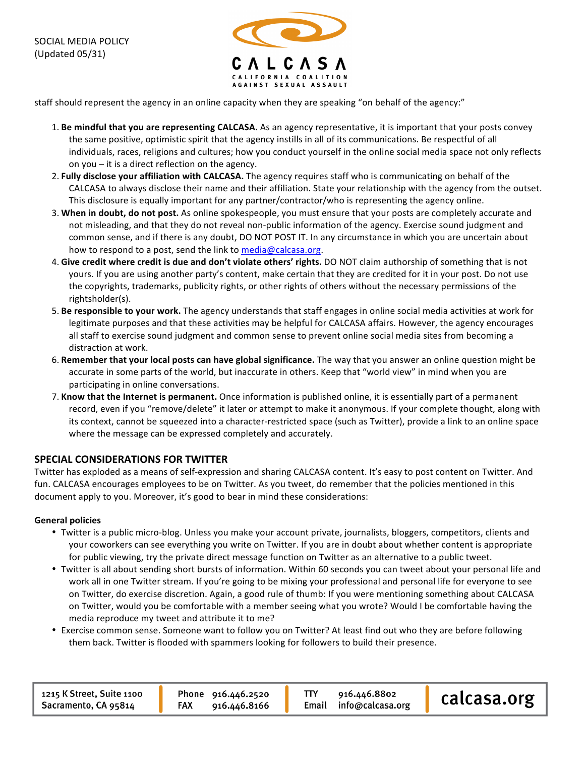staff should represent the agency in an online capacity when they are speaking "on behalf of the agency:"

1. **Be mindful that you are representing CALCASA.** As an agency representative, it is important that your posts convey the same positive, optimistic spirit that the agency instills in all of its communications. Be respectful of all individuals, races, religions and cultures; how you conduct yourself in the online social media space not only reflects on you – it is a direct reflection on the agency.
2. **Fully disclose your affiliation with CALCASA.** The agency requires staff who is communicating on behalf of the CALCASA to always disclose their name and their affiliation. State your relationship with the agency from the outset. This disclosure is equally important for any partner/contractor/who is representing the agency online.
3. **When in doubt, do not post.** As online spokespeople, you must ensure that your posts are completely accurate and not misleading, and that they do not reveal non-public information of the agency. Exercise sound judgment and common sense, and if there is any doubt, DO NOT POST IT. In any circumstance in which you are uncertain about how to respond to a post, send the link to media@calcasa.org.
4. **Give credit where credit is due and don't violate others' rights.** DO NOT claim authorship of something that is not yours. If you are using another party's content, make certain that they are credited for it in your post. Do not use the copyrights, trademarks, publicity rights, or other rights of others without the necessary permissions of the rightsholder(s).
5. **Be responsible to your work.** The agency understands that staff engages in online social media activities at work for legitimate purposes and that these activities may be helpful for CALCASA affairs. However, the agency encourages all staff to exercise sound judgment and common sense to prevent online social media sites from becoming a distraction at work.
6. **Remember that your local posts can have global significance.** The way that you answer an online question might be accurate in some parts of the world, but inaccurate in others. Keep that "world view" in mind when you are participating in online conversations.
7. **Know that the Internet is permanent.** Once information is published online, it is essentially part of a permanent record, even if you "remove/delete" it later or attempt to make it anonymous. If your complete thought, along with its context, cannot be squeezed into a character-restricted space (such as Twitter), provide a link to an online space where the message can be expressed completely and accurately.

## SPECIAL CONSIDERATIONS FOR TWITTER

Twitter has exploded as a means of self-expression and sharing CALCASA content. It's easy to post content on Twitter. And fun. CALCASA encourages employees to be on Twitter. As you tweet, do remember that the policies mentioned in this document apply to you. Moreover, it's good to bear in mind these considerations:

### General policies

- Twitter is a public micro-blog. Unless you make your account private, journalists, bloggers, competitors, clients and your coworkers can see everything you write on Twitter. If you are in doubt about whether content is appropriate for public viewing, try the private direct message function on Twitter as an alternative to a public tweet.
- Twitter is all about sending short bursts of information. Within 60 seconds you can tweet about your personal life and work all in one Twitter stream. If you're going to be mixing your professional and personal life for everyone to see on Twitter, do exercise discretion. Again, a good rule of thumb: If you were mentioning something about CALCASA on Twitter, would you be comfortable with a member seeing what you wrote? Would I be comfortable having the media reproduce my tweet and attribute it to me?
- Exercise common sense. Someone want to follow you on Twitter? At least find out who they are before following them back. Twitter is flooded with spammers looking for followers to build their presence.